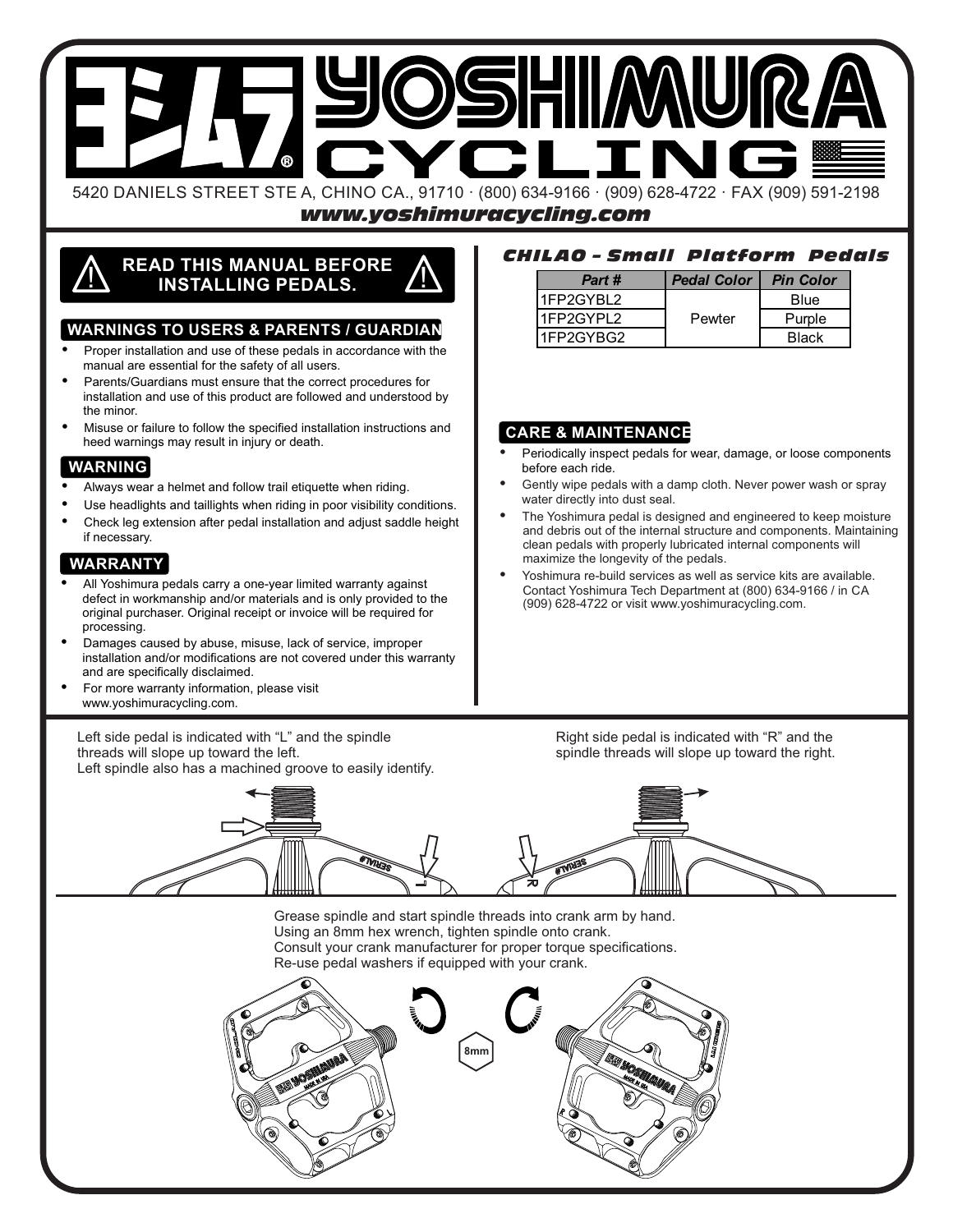# YOSHIMURA CYCLING

5420 DANIELS STREET STE A, CHINO CA., 91710 · (800) 634-9166 · (909) 628-4722 · FAX (909) 591-2198

***www.yoshimuracycling.com***

## READ THIS MANUAL BEFORE INSTALLING PEDALS.

### WARNINGS TO USERS & PARENTS / GUARDIAN

- Proper installation and use of these pedals in accordance with the manual are essential for the safety of all users.
- Parents/Guardians must ensure that the correct procedures for installation and use of this product are followed and understood by the minor.
- Misuse or failure to follow the specified installation instructions and heed warnings may result in injury or death.

### WARNING

- Always wear a helmet and follow trail etiquette when riding.
- Use headlights and taillights when riding in poor visibility conditions.
- Check leg extension after pedal installation and adjust saddle height if necessary.

### WARRANTY

- All Yoshimura pedals carry a one-year limited warranty against defect in workmanship and/or materials and is only provided to the original purchaser. Original receipt or invoice will be required for processing.
- Damages caused by abuse, misuse, lack of service, improper installation and/or modifications are not covered under this warranty and are specifically disclaimed.
- For more warranty information, please visit www.yoshimuracycling.com.

## *CHILAO - Small Platform Pedals*

| Part # | Pedal Color | Pin Color |
|---|---|---|
| 1FP2GYBL2 | Pewter | Blue |
| 1FP2GYPL2 | | Purple |
| 1FP2GYBG2 | | Black |

### CARE & MAINTENANCE

- Periodically inspect pedals for wear, damage, or loose components before each ride.
- Gently wipe pedals with a damp cloth. Never power wash or spray water directly into dust seal.
- The Yoshimura pedal is designed and engineered to keep moisture and debris out of the internal structure and components. Maintaining clean pedals with properly lubricated internal components will maximize the longevity of the pedals.
- Yoshimura re-build services as well as service kits are available. Contact Yoshimura Tech Department at (800) 634-9166 / in CA (909) 628-4722 or visit www.yoshimuracycling.com.

Left side pedal is indicated with "L" and the spindle threads will slope up toward the left.
Left spindle also has a machined groove to easily identify.

Right side pedal is indicated with "R" and the spindle threads will slope up toward the right.

Grease spindle and start spindle threads into crank arm by hand.
Using an 8mm hex wrench, tighten spindle onto crank.
Consult your crank manufacturer for proper torque specifications.
Re-use pedal washers if equipped with your crank.

8mm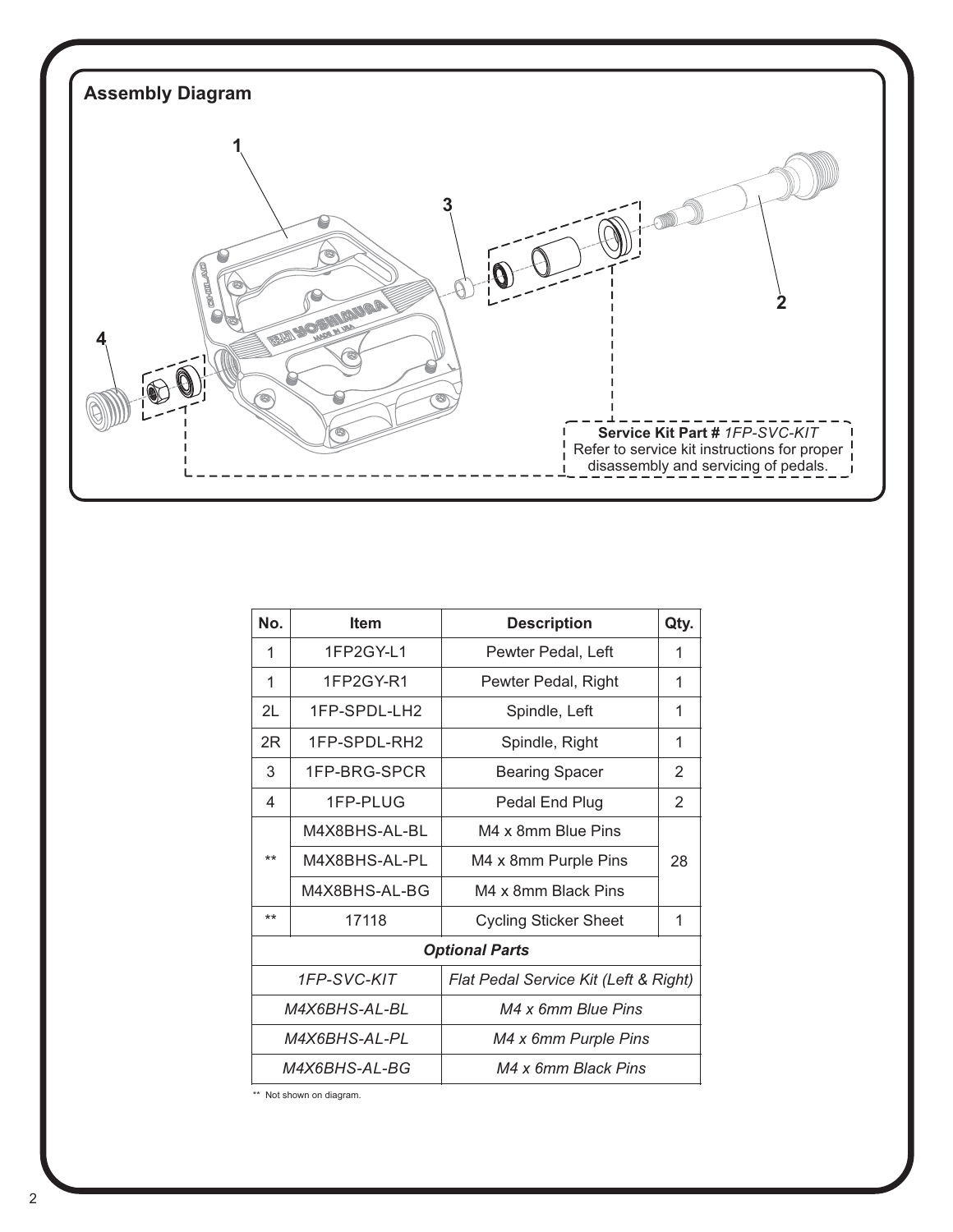## Assembly Diagram

1

3

2

4

**Service Kit Part #** *1FP-SVC-KIT*
Refer to service kit instructions for proper disassembly and servicing of pedals.

| No. | Item | Description | Qty. |
|---|---|---|---|
| 1 | 1FP2GY-L1 | Pewter Pedal, Left | 1 |
| 1 | 1FP2GY-R1 | Pewter Pedal, Right | 1 |
| 2L | 1FP-SPDL-LH2 | Spindle, Left | 1 |
| 2R | 1FP-SPDL-RH2 | Spindle, Right | 1 |
| 3 | 1FP-BRG-SPCR | Bearing Spacer | 2 |
| 4 | 1FP-PLUG | Pedal End Plug | 2 |
| ** | M4X8BHS-AL-BL | M4 x 8mm Blue Pins | 28 |
| | M4X8BHS-AL-PL | M4 x 8mm Purple Pins | |
| | M4X8BHS-AL-BG | M4 x 8mm Black Pins | |
| ** | 17118 | Cycling Sticker Sheet | 1 |
| ***Optional Parts*** | | | |
| *1FP-SVC-KIT* | | *Flat Pedal Service Kit (Left & Right)* | |
| *M4X6BHS-AL-BL* | | *M4 x 6mm Blue Pins* | |
| *M4X6BHS-AL-PL* | | *M4 x 6mm Purple Pins* | |
| *M4X6BHS-AL-BG* | | *M4 x 6mm Black Pins* | |

** Not shown on diagram.